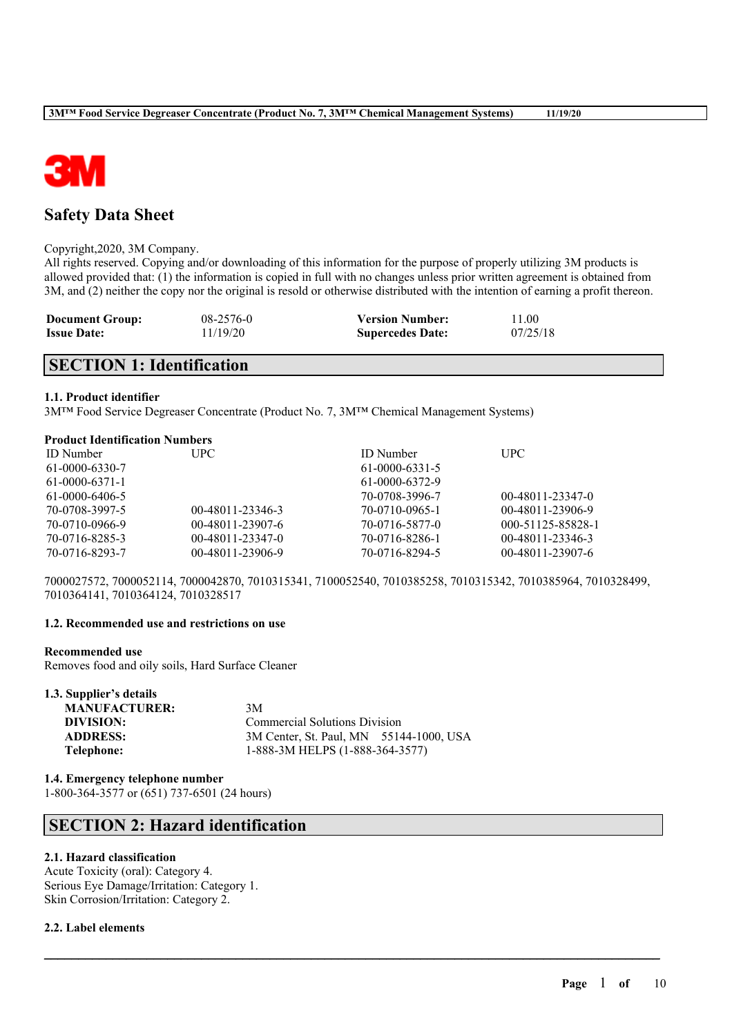# Safety Data Sheet

Copyright,2020, 3M Company.
All rights reserved. Copying and/or downloading of this information for the purpose of properly utilizing 3M products is allowed provided that: (1) the information is copied in full with no changes unless prior written agreement is obtained from 3M, and (2) neither the copy nor the original is resold or otherwise distributed with the intention of earning a profit thereon.

| | | | |
|---|---|---|---|
| **Document Group:** | 08-2576-0 | **Version Number:** | 11.00 |
| **Issue Date:** | 11/19/20 | **Supercedes Date:** | 07/25/18 |

## SECTION 1: Identification

### 1.1. Product identifier

3M™ Food Service Degreaser Concentrate (Product No. 7, 3M™ Chemical Management Systems)

**Product Identification Numbers**

| ID Number | UPC | ID Number | UPC |
|---|---|---|---|
| 61-0000-6330-7 | | 61-0000-6331-5 | |
| 61-0000-6371-1 | | 61-0000-6372-9 | |
| 61-0000-6406-5 | | 70-0708-3996-7 | 00-48011-23347-0 |
| 70-0708-3997-5 | 00-48011-23346-3 | 70-0710-0965-1 | 00-48011-23906-9 |
| 70-0710-0966-9 | 00-48011-23907-6 | 70-0716-5877-0 | 000-51125-85828-1 |
| 70-0716-8285-3 | 00-48011-23347-0 | 70-0716-8286-1 | 00-48011-23346-3 |
| 70-0716-8293-7 | 00-48011-23906-9 | 70-0716-8294-5 | 00-48011-23907-6 |

7000027572, 7000052114, 7000042870, 7010315341, 7100052540, 7010385258, 7010315342, 7010385964, 7010328499, 7010364141, 7010364124, 7010328517

### 1.2. Recommended use and restrictions on use

**Recommended use**
Removes food and oily soils, Hard Surface Cleaner

### 1.3. Supplier's details

| | |
|---|---|
| **MANUFACTURER:** | 3M |
| **DIVISION:** | Commercial Solutions Division |
| **ADDRESS:** | 3M Center, St. Paul, MN 55144-1000, USA |
| **Telephone:** | 1-888-3M HELPS (1-888-364-3577) |

### 1.4. Emergency telephone number

1-800-364-3577 or (651) 737-6501 (24 hours)

## SECTION 2: Hazard identification

### 2.1. Hazard classification

Acute Toxicity (oral): Category 4.
Serious Eye Damage/Irritation: Category 1.
Skin Corrosion/Irritation: Category 2.

### 2.2. Label elements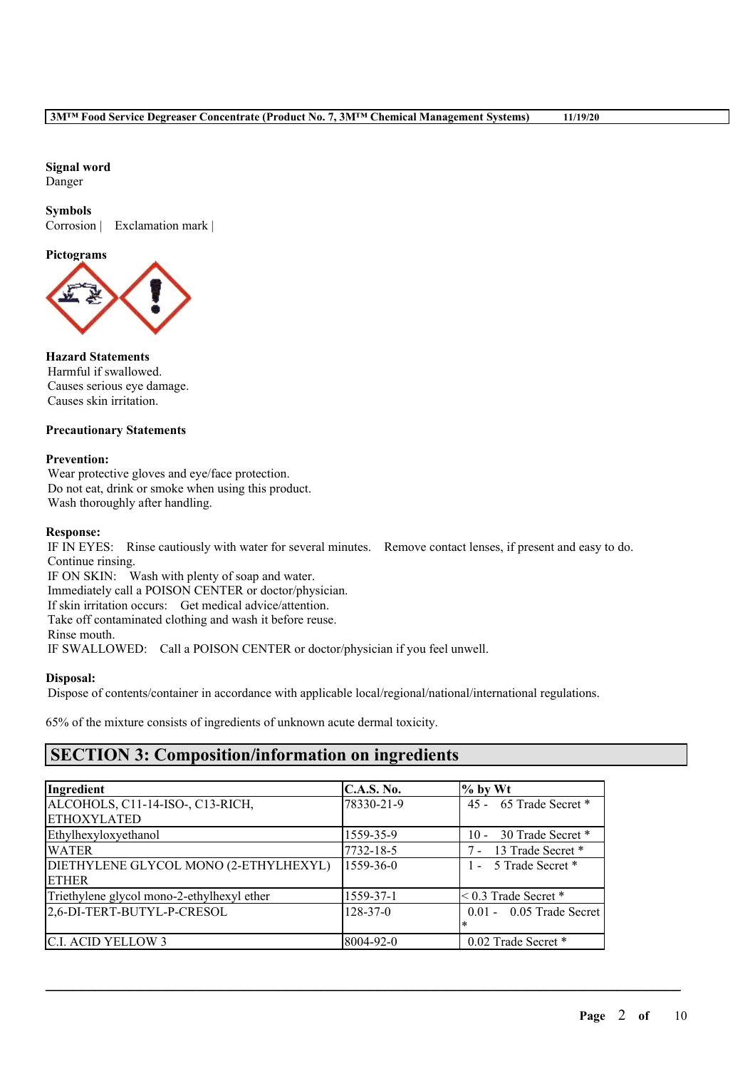**Signal word**
Danger

**Symbols**
Corrosion | Exclamation mark |

**Pictograms**

**Hazard Statements**
Harmful if swallowed.
Causes serious eye damage.
Causes skin irritation.

**Precautionary Statements**

**Prevention:**
Wear protective gloves and eye/face protection.
Do not eat, drink or smoke when using this product.
Wash thoroughly after handling.

**Response:**
IF IN EYES: Rinse cautiously with water for several minutes. Remove contact lenses, if present and easy to do. Continue rinsing.
IF ON SKIN: Wash with plenty of soap and water.
Immediately call a POISON CENTER or doctor/physician.
If skin irritation occurs: Get medical advice/attention.
Take off contaminated clothing and wash it before reuse.
Rinse mouth.
IF SWALLOWED: Call a POISON CENTER or doctor/physician if you feel unwell.

**Disposal:**
Dispose of contents/container in accordance with applicable local/regional/national/international regulations.

65% of the mixture consists of ingredients of unknown acute dermal toxicity.

## SECTION 3: Composition/information on ingredients

| Ingredient | C.A.S. No. | % by Wt |
|---|---|---|
| ALCOHOLS, C11-14-ISO-, C13-RICH, ETHOXYLATED | 78330-21-9 | 45 - 65 Trade Secret * |
| Ethylhexyloxyethanol | 1559-35-9 | 10 - 30 Trade Secret * |
| WATER | 7732-18-5 | 7 - 13 Trade Secret * |
| DIETHYLENE GLYCOL MONO (2-ETHYLHEXYL) ETHER | 1559-36-0 | 1 - 5 Trade Secret * |
| Triethylene glycol mono-2-ethylhexyl ether | 1559-37-1 | < 0.3 Trade Secret * |
| 2,6-DI-TERT-BUTYL-P-CRESOL | 128-37-0 | 0.01 - 0.05 Trade Secret * |
| C.I. ACID YELLOW 3 | 8004-92-0 | 0.02 Trade Secret * |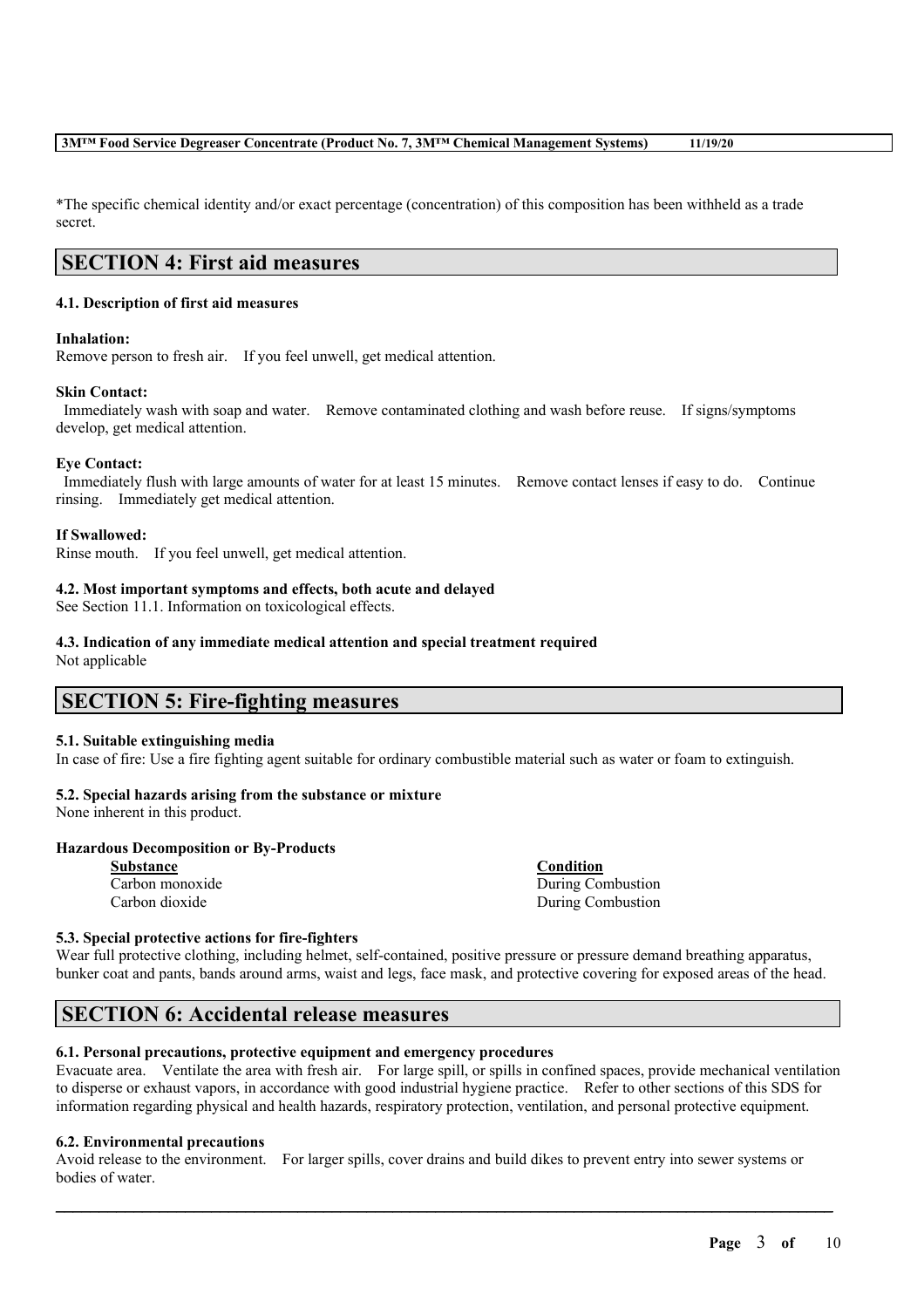*The specific chemical identity and/or exact percentage (concentration) of this composition has been withheld as a trade secret.

## SECTION 4: First aid measures

### 4.1. Description of first aid measures

**Inhalation:**
Remove person to fresh air. If you feel unwell, get medical attention.

**Skin Contact:**
Immediately wash with soap and water. Remove contaminated clothing and wash before reuse. If signs/symptoms develop, get medical attention.

**Eye Contact:**
Immediately flush with large amounts of water for at least 15 minutes. Remove contact lenses if easy to do. Continue rinsing. Immediately get medical attention.

**If Swallowed:**
Rinse mouth. If you feel unwell, get medical attention.

### 4.2. Most important symptoms and effects, both acute and delayed
See Section 11.1. Information on toxicological effects.

### 4.3. Indication of any immediate medical attention and special treatment required
Not applicable

## SECTION 5: Fire-fighting measures

### 5.1. Suitable extinguishing media
In case of fire: Use a fire fighting agent suitable for ordinary combustible material such as water or foam to extinguish.

### 5.2. Special hazards arising from the substance or mixture
None inherent in this product.

**Hazardous Decomposition or By-Products**

| Substance | Condition |
|---|---|
| Carbon monoxide | During Combustion |
| Carbon dioxide | During Combustion |

### 5.3. Special protective actions for fire-fighters
Wear full protective clothing, including helmet, self-contained, positive pressure or pressure demand breathing apparatus, bunker coat and pants, bands around arms, waist and legs, face mask, and protective covering for exposed areas of the head.

## SECTION 6: Accidental release measures

### 6.1. Personal precautions, protective equipment and emergency procedures
Evacuate area. Ventilate the area with fresh air. For large spill, or spills in confined spaces, provide mechanical ventilation to disperse or exhaust vapors, in accordance with good industrial hygiene practice. Refer to other sections of this SDS for information regarding physical and health hazards, respiratory protection, ventilation, and personal protective equipment.

### 6.2. Environmental precautions
Avoid release to the environment. For larger spills, cover drains and build dikes to prevent entry into sewer systems or bodies of water.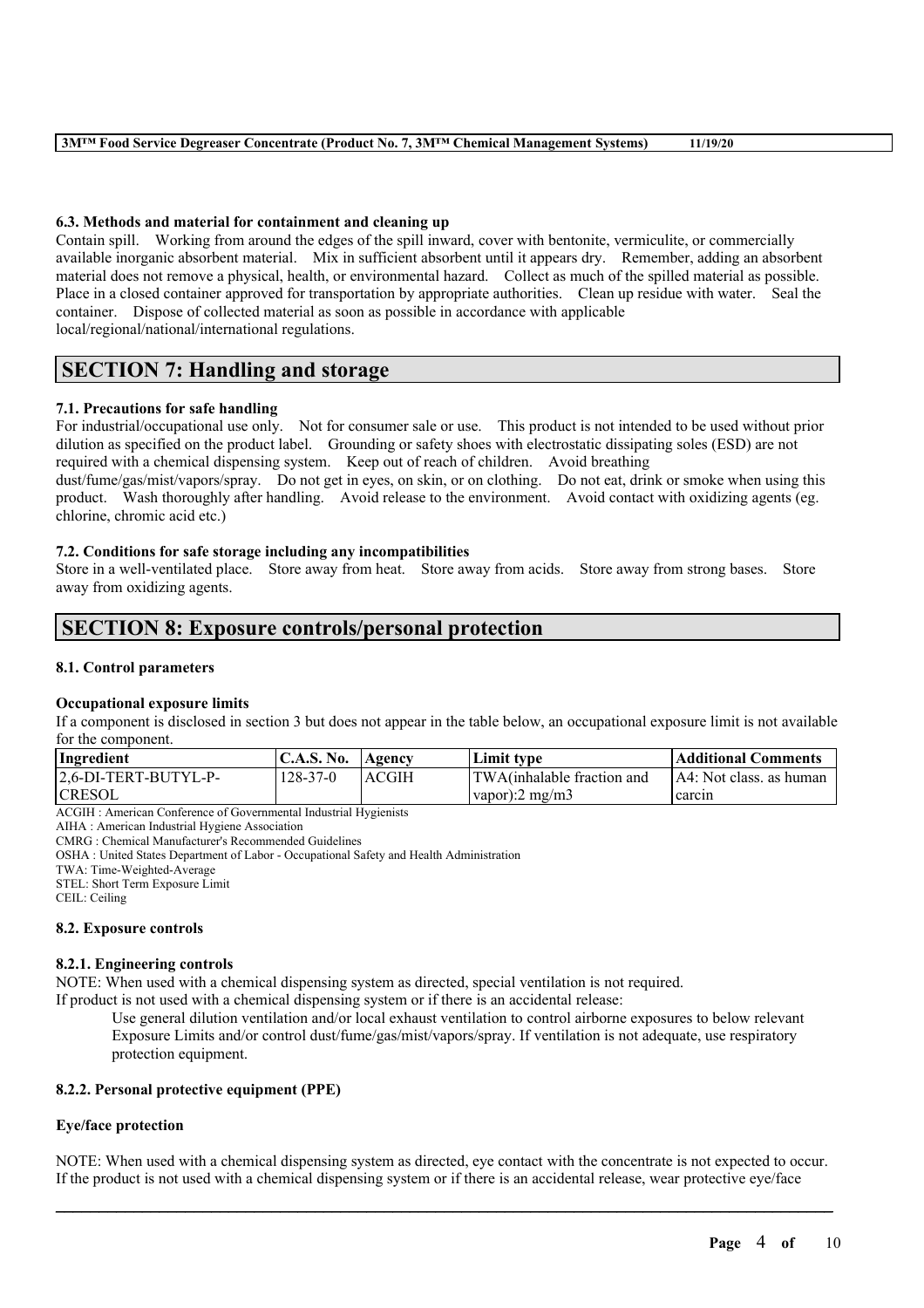#### 6.3. Methods and material for containment and cleaning up

Contain spill. Working from around the edges of the spill inward, cover with bentonite, vermiculite, or commercially available inorganic absorbent material. Mix in sufficient absorbent until it appears dry. Remember, adding an absorbent material does not remove a physical, health, or environmental hazard. Collect as much of the spilled material as possible. Place in a closed container approved for transportation by appropriate authorities. Clean up residue with water. Seal the container. Dispose of collected material as soon as possible in accordance with applicable local/regional/national/international regulations.

## SECTION 7: Handling and storage

#### 7.1. Precautions for safe handling

For industrial/occupational use only. Not for consumer sale or use. This product is not intended to be used without prior dilution as specified on the product label. Grounding or safety shoes with electrostatic dissipating soles (ESD) are not required with a chemical dispensing system. Keep out of reach of children. Avoid breathing dust/fume/gas/mist/vapors/spray. Do not get in eyes, on skin, or on clothing. Do not eat, drink or smoke when using this product. Wash thoroughly after handling. Avoid release to the environment. Avoid contact with oxidizing agents (eg. chlorine, chromic acid etc.)

#### 7.2. Conditions for safe storage including any incompatibilities

Store in a well-ventilated place. Store away from heat. Store away from acids. Store away from strong bases. Store away from oxidizing agents.

## SECTION 8: Exposure controls/personal protection

#### 8.1. Control parameters

**Occupational exposure limits**

If a component is disclosed in section 3 but does not appear in the table below, an occupational exposure limit is not available for the component.

| Ingredient | C.A.S. No. | Agency | Limit type | Additional Comments |
|---|---|---|---|---|
| 2,6-DI-TERT-BUTYL-P-CRESOL | 128-37-0 | ACGIH | TWA(inhalable fraction and vapor):2 mg/m3 | A4: Not class. as human carcin |

ACGIH : American Conference of Governmental Industrial Hygienists
AIHA : American Industrial Hygiene Association
CMRG : Chemical Manufacturer's Recommended Guidelines
OSHA : United States Department of Labor - Occupational Safety and Health Administration
TWA: Time-Weighted-Average
STEL: Short Term Exposure Limit
CEIL: Ceiling

#### 8.2. Exposure controls

#### 8.2.1. Engineering controls

NOTE: When used with a chemical dispensing system as directed, special ventilation is not required.
If product is not used with a chemical dispensing system or if there is an accidental release:

Use general dilution ventilation and/or local exhaust ventilation to control airborne exposures to below relevant Exposure Limits and/or control dust/fume/gas/mist/vapors/spray. If ventilation is not adequate, use respiratory protection equipment.

#### 8.2.2. Personal protective equipment (PPE)

**Eye/face protection**

NOTE: When used with a chemical dispensing system as directed, eye contact with the concentrate is not expected to occur. If the product is not used with a chemical dispensing system or if there is an accidental release, wear protective eye/face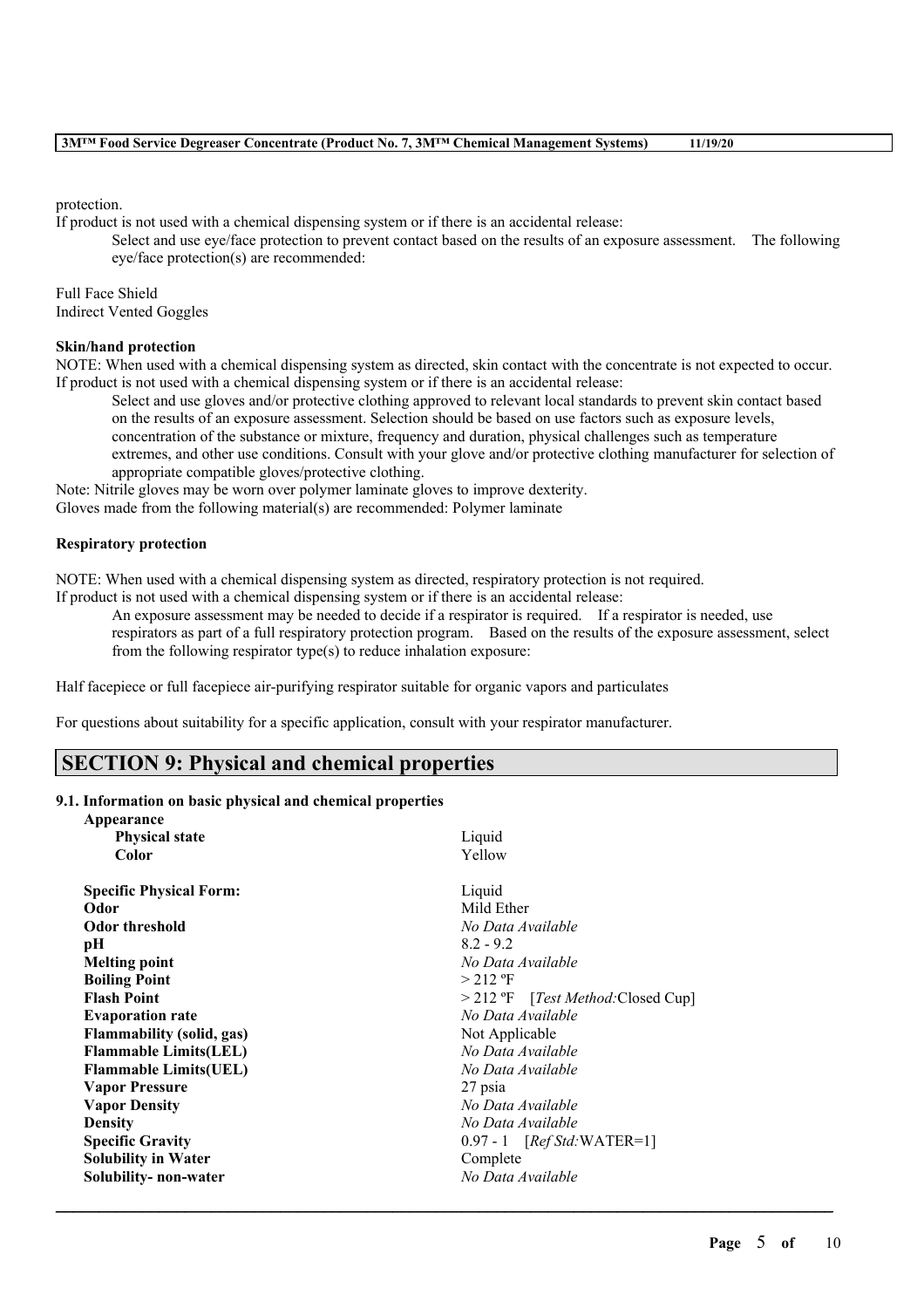protection.

If product is not used with a chemical dispensing system or if there is an accidental release:

Select and use eye/face protection to prevent contact based on the results of an exposure assessment. The following eye/face protection(s) are recommended:

Full Face Shield
Indirect Vented Goggles

**Skin/hand protection**

NOTE: When used with a chemical dispensing system as directed, skin contact with the concentrate is not expected to occur.
If product is not used with a chemical dispensing system or if there is an accidental release:

Select and use gloves and/or protective clothing approved to relevant local standards to prevent skin contact based on the results of an exposure assessment. Selection should be based on use factors such as exposure levels, concentration of the substance or mixture, frequency and duration, physical challenges such as temperature extremes, and other use conditions. Consult with your glove and/or protective clothing manufacturer for selection of appropriate compatible gloves/protective clothing.

Note: Nitrile gloves may be worn over polymer laminate gloves to improve dexterity.
Gloves made from the following material(s) are recommended: Polymer laminate

**Respiratory protection**

NOTE: When used with a chemical dispensing system as directed, respiratory protection is not required.
If product is not used with a chemical dispensing system or if there is an accidental release:

An exposure assessment may be needed to decide if a respirator is required. If a respirator is needed, use respirators as part of a full respiratory protection program. Based on the results of the exposure assessment, select from the following respirator type(s) to reduce inhalation exposure:

Half facepiece or full facepiece air-purifying respirator suitable for organic vapors and particulates

For questions about suitability for a specific application, consult with your respirator manufacturer.

## SECTION 9: Physical and chemical properties

### 9.1. Information on basic physical and chemical properties

**Appearance**

| | |
|---|---|
| **Physical state** | Liquid |
| **Color** | Yellow |
| **Specific Physical Form:** | Liquid |
| **Odor** | Mild Ether |
| **Odor threshold** | *No Data Available* |
| **pH** | 8.2 - 9.2 |
| **Melting point** | *No Data Available* |
| **Boiling Point** | > 212 ºF |
| **Flash Point** | > 212 ºF [*Test Method:*Closed Cup] |
| **Evaporation rate** | *No Data Available* |
| **Flammability (solid, gas)** | Not Applicable |
| **Flammable Limits(LEL)** | *No Data Available* |
| **Flammable Limits(UEL)** | *No Data Available* |
| **Vapor Pressure** | 27 psia |
| **Vapor Density** | *No Data Available* |
| **Density** | *No Data Available* |
| **Specific Gravity** | 0.97 - 1 [*Ref Std:*WATER=1] |
| **Solubility in Water** | Complete |
| **Solubility- non-water** | *No Data Available* |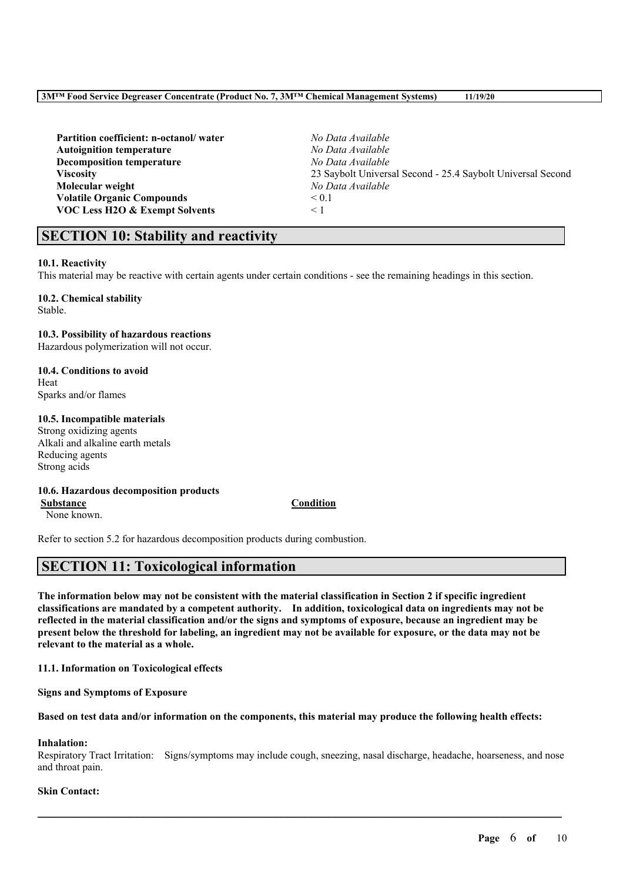| | |
|---|---|
| **Partition coefficient: n-octanol/ water** | *No Data Available* |
| **Autoignition temperature** | *No Data Available* |
| **Decomposition temperature** | *No Data Available* |
| **Viscosity** | 23 Saybolt Universal Second - 25.4 Saybolt Universal Second |
| **Molecular weight** | *No Data Available* |
| **Volatile Organic Compounds** | < 0.1 |
| **VOC Less H2O & Exempt Solvents** | < 1 |

## SECTION 10: Stability and reactivity

**10.1. Reactivity**
This material may be reactive with certain agents under certain conditions - see the remaining headings in this section.

**10.2. Chemical stability**
Stable.

**10.3. Possibility of hazardous reactions**
Hazardous polymerization will not occur.

**10.4. Conditions to avoid**
Heat
Sparks and/or flames

**10.5. Incompatible materials**
Strong oxidizing agents
Alkali and alkaline earth metals
Reducing agents
Strong acids

**10.6. Hazardous decomposition products**

| Substance | Condition |
|---|---|
| None known. | |

Refer to section 5.2 for hazardous decomposition products during combustion.

## SECTION 11: Toxicological information

**The information below may not be consistent with the material classification in Section 2 if specific ingredient classifications are mandated by a competent authority. In addition, toxicological data on ingredients may not be reflected in the material classification and/or the signs and symptoms of exposure, because an ingredient may be present below the threshold for labeling, an ingredient may not be available for exposure, or the data may not be relevant to the material as a whole.**

**11.1. Information on Toxicological effects**

**Signs and Symptoms of Exposure**

**Based on test data and/or information on the components, this material may produce the following health effects:**

**Inhalation:**
Respiratory Tract Irritation: Signs/symptoms may include cough, sneezing, nasal discharge, headache, hoarseness, and nose and throat pain.

**Skin Contact:**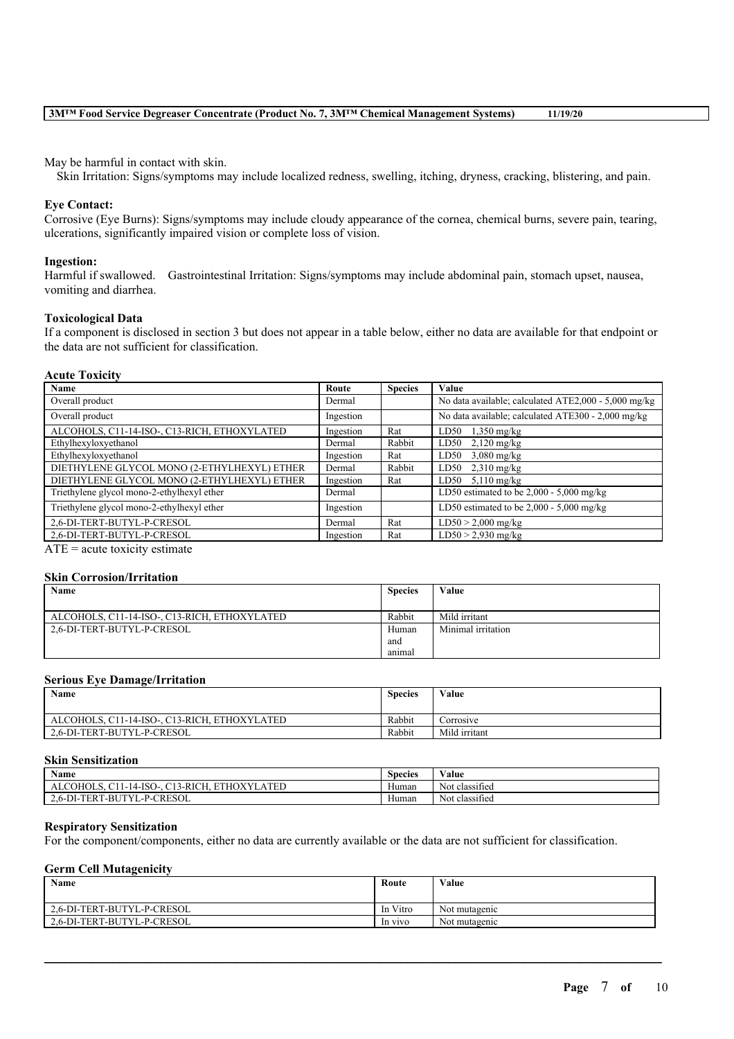May be harmful in contact with skin.
Skin Irritation: Signs/symptoms may include localized redness, swelling, itching, dryness, cracking, blistering, and pain.

**Eye Contact:**
Corrosive (Eye Burns): Signs/symptoms may include cloudy appearance of the cornea, chemical burns, severe pain, tearing, ulcerations, significantly impaired vision or complete loss of vision.

**Ingestion:**
Harmful if swallowed. Gastrointestinal Irritation: Signs/symptoms may include abdominal pain, stomach upset, nausea, vomiting and diarrhea.

**Toxicological Data**
If a component is disclosed in section 3 but does not appear in a table below, either no data are available for that endpoint or the data are not sufficient for classification.

**Acute Toxicity**

| Name | Route | Species | Value |
|---|---|---|---|
| Overall product | Dermal | | No data available; calculated ATE2,000 - 5,000 mg/kg |
| Overall product | Ingestion | | No data available; calculated ATE300 - 2,000 mg/kg |
| ALCOHOLS, C11-14-ISO-, C13-RICH, ETHOXYLATED | Ingestion | Rat | LD50 1,350 mg/kg |
| Ethylhexyloxyethanol | Dermal | Rabbit | LD50 2,120 mg/kg |
| Ethylhexyloxyethanol | Ingestion | Rat | LD50 3,080 mg/kg |
| DIETHYLENE GLYCOL MONO (2-ETHYLHEXYL) ETHER | Dermal | Rabbit | LD50 2,310 mg/kg |
| DIETHYLENE GLYCOL MONO (2-ETHYLHEXYL) ETHER | Ingestion | Rat | LD50 5,110 mg/kg |
| Triethylene glycol mono-2-ethylhexyl ether | Dermal | | LD50 estimated to be 2,000 - 5,000 mg/kg |
| Triethylene glycol mono-2-ethylhexyl ether | Ingestion | | LD50 estimated to be 2,000 - 5,000 mg/kg |
| 2,6-DI-TERT-BUTYL-P-CRESOL | Dermal | Rat | LD50 > 2,000 mg/kg |
| 2,6-DI-TERT-BUTYL-P-CRESOL | Ingestion | Rat | LD50 > 2,930 mg/kg |

ATE = acute toxicity estimate

**Skin Corrosion/Irritation**

| Name | Species | Value |
|---|---|---|
| ALCOHOLS, C11-14-ISO-, C13-RICH, ETHOXYLATED | Rabbit | Mild irritant |
| 2,6-DI-TERT-BUTYL-P-CRESOL | Human and animal | Minimal irritation |

**Serious Eye Damage/Irritation**

| Name | Species | Value |
|---|---|---|
| ALCOHOLS, C11-14-ISO-, C13-RICH, ETHOXYLATED | Rabbit | Corrosive |
| 2,6-DI-TERT-BUTYL-P-CRESOL | Rabbit | Mild irritant |

**Skin Sensitization**

| Name | Species | Value |
|---|---|---|
| ALCOHOLS, C11-14-ISO-, C13-RICH, ETHOXYLATED | Human | Not classified |
| 2,6-DI-TERT-BUTYL-P-CRESOL | Human | Not classified |

**Respiratory Sensitization**
For the component/components, either no data are currently available or the data are not sufficient for classification.

**Germ Cell Mutagenicity**

| Name | Route | Value |
|---|---|---|
| 2,6-DI-TERT-BUTYL-P-CRESOL | In Vitro | Not mutagenic |
| 2,6-DI-TERT-BUTYL-P-CRESOL | In vivo | Not mutagenic |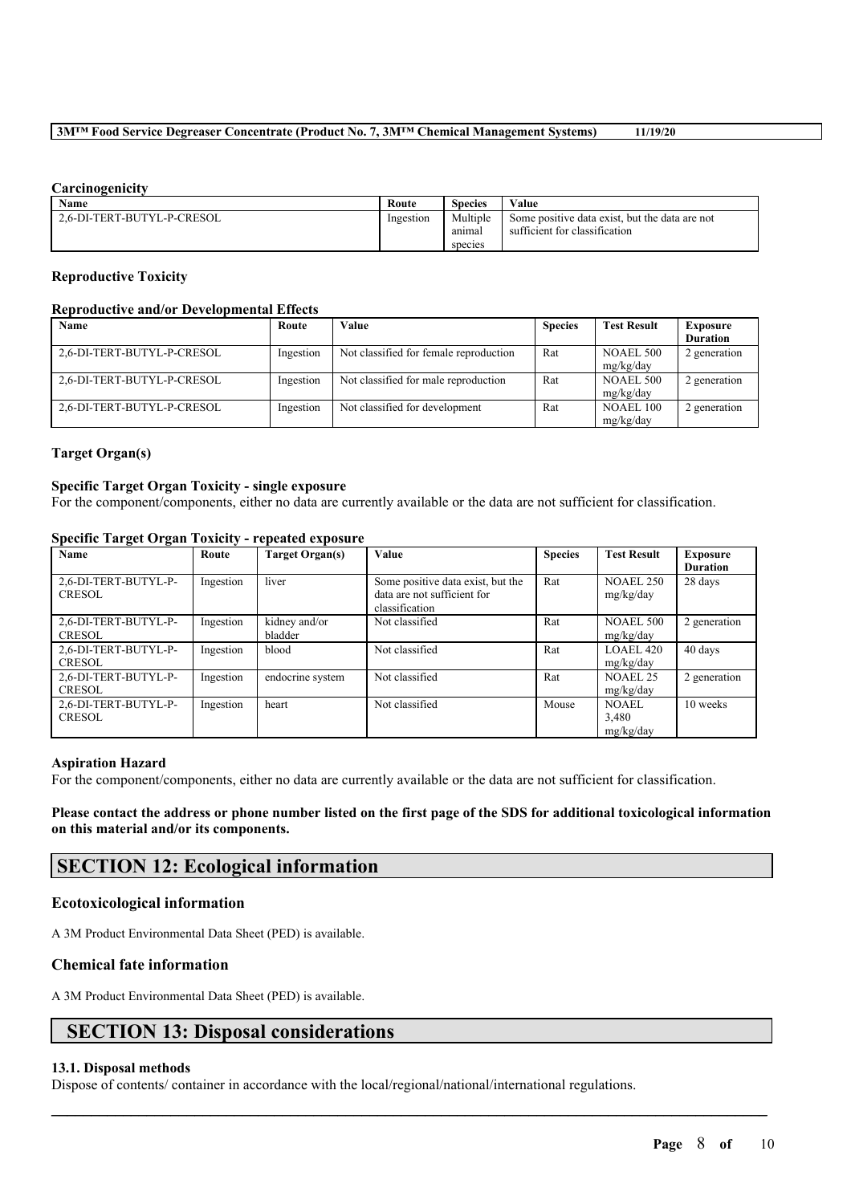### Carcinogenicity

| Name | Route | Species | Value |
| --- | --- | --- | --- |
| 2,6-DI-TERT-BUTYL-P-CRESOL | Ingestion | Multiple animal species | Some positive data exist, but the data are not sufficient for classification |

### Reproductive Toxicity

#### Reproductive and/or Developmental Effects

| Name | Route | Value | Species | Test Result | Exposure Duration |
| --- | --- | --- | --- | --- | --- |
| 2,6-DI-TERT-BUTYL-P-CRESOL | Ingestion | Not classified for female reproduction | Rat | NOAEL 500 mg/kg/day | 2 generation |
| 2,6-DI-TERT-BUTYL-P-CRESOL | Ingestion | Not classified for male reproduction | Rat | NOAEL 500 mg/kg/day | 2 generation |
| 2,6-DI-TERT-BUTYL-P-CRESOL | Ingestion | Not classified for development | Rat | NOAEL 100 mg/kg/day | 2 generation |

### Target Organ(s)

#### Specific Target Organ Toxicity - single exposure

For the component/components, either no data are currently available or the data are not sufficient for classification.

#### Specific Target Organ Toxicity - repeated exposure

| Name | Route | Target Organ(s) | Value | Species | Test Result | Exposure Duration |
| --- | --- | --- | --- | --- | --- | --- |
| 2,6-DI-TERT-BUTYL-P-CRESOL | Ingestion | liver | Some positive data exist, but the data are not sufficient for classification | Rat | NOAEL 250 mg/kg/day | 28 days |
| 2,6-DI-TERT-BUTYL-P-CRESOL | Ingestion | kidney and/or bladder | Not classified | Rat | NOAEL 500 mg/kg/day | 2 generation |
| 2,6-DI-TERT-BUTYL-P-CRESOL | Ingestion | blood | Not classified | Rat | LOAEL 420 mg/kg/day | 40 days |
| 2,6-DI-TERT-BUTYL-P-CRESOL | Ingestion | endocrine system | Not classified | Rat | NOAEL 25 mg/kg/day | 2 generation |
| 2,6-DI-TERT-BUTYL-P-CRESOL | Ingestion | heart | Not classified | Mouse | NOAEL 3,480 mg/kg/day | 10 weeks |

### Aspiration Hazard

For the component/components, either no data are currently available or the data are not sufficient for classification.

**Please contact the address or phone number listed on the first page of the SDS for additional toxicological information on this material and/or its components.**

## SECTION 12: Ecological information

### Ecotoxicological information

A 3M Product Environmental Data Sheet (PED) is available.

### Chemical fate information

A 3M Product Environmental Data Sheet (PED) is available.

## SECTION 13: Disposal considerations

### 13.1. Disposal methods

Dispose of contents/ container in accordance with the local/regional/national/international regulations.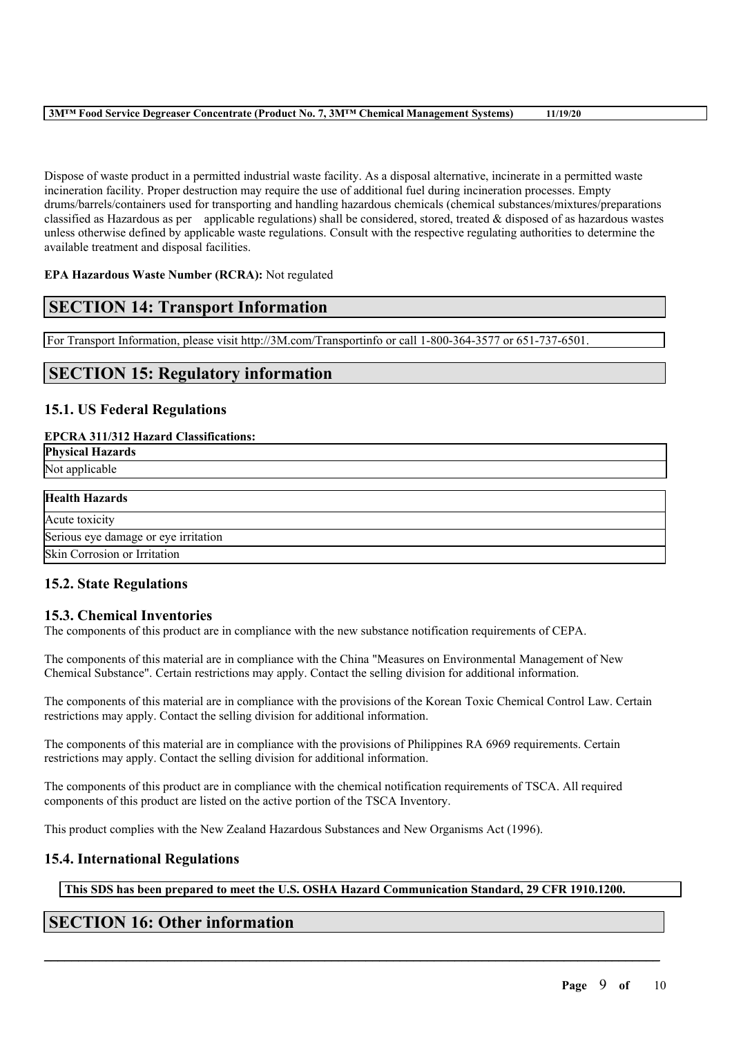Dispose of waste product in a permitted industrial waste facility. As a disposal alternative, incinerate in a permitted waste incineration facility. Proper destruction may require the use of additional fuel during incineration processes. Empty drums/barrels/containers used for transporting and handling hazardous chemicals (chemical substances/mixtures/preparations classified as Hazardous as per applicable regulations) shall be considered, stored, treated & disposed of as hazardous wastes unless otherwise defined by applicable waste regulations. Consult with the respective regulating authorities to determine the available treatment and disposal facilities.

**EPA Hazardous Waste Number (RCRA):** Not regulated

## SECTION 14: Transport Information

For Transport Information, please visit http://3M.com/Transportinfo or call 1-800-364-3577 or 651-737-6501.

## SECTION 15: Regulatory information

### 15.1. US Federal Regulations

**EPCRA 311/312 Hazard Classifications:**

| **Physical Hazards** |
| --- |
| Not applicable |

| **Health Hazards** |
| --- |
| Acute toxicity |
| Serious eye damage or eye irritation |
| Skin Corrosion or Irritation |

### 15.2. State Regulations

### 15.3. Chemical Inventories

The components of this product are in compliance with the new substance notification requirements of CEPA.

The components of this material are in compliance with the China "Measures on Environmental Management of New Chemical Substance". Certain restrictions may apply. Contact the selling division for additional information.

The components of this material are in compliance with the provisions of the Korean Toxic Chemical Control Law. Certain restrictions may apply. Contact the selling division for additional information.

The components of this material are in compliance with the provisions of Philippines RA 6969 requirements. Certain restrictions may apply. Contact the selling division for additional information.

The components of this product are in compliance with the chemical notification requirements of TSCA. All required components of this product are listed on the active portion of the TSCA Inventory.

This product complies with the New Zealand Hazardous Substances and New Organisms Act (1996).

### 15.4. International Regulations

**This SDS has been prepared to meet the U.S. OSHA Hazard Communication Standard, 29 CFR 1910.1200.**

## SECTION 16: Other information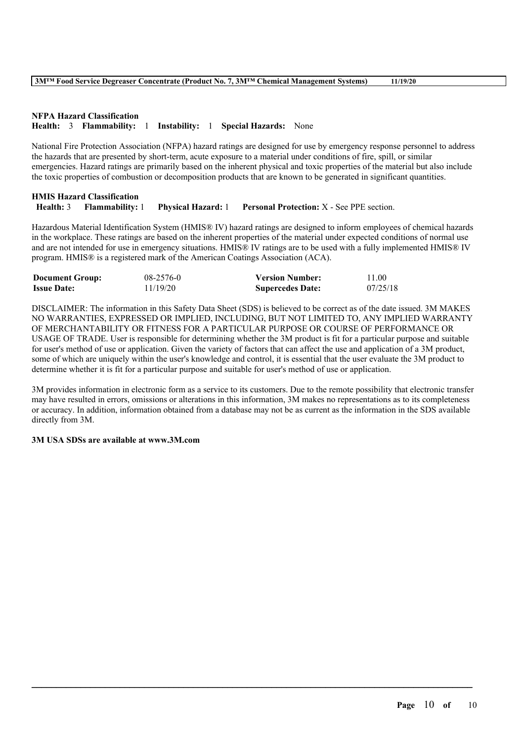**NFPA Hazard Classification**
**Health:** 3 **Flammability:** 1 **Instability:** 1 **Special Hazards:** None

National Fire Protection Association (NFPA) hazard ratings are designed for use by emergency response personnel to address the hazards that are presented by short-term, acute exposure to a material under conditions of fire, spill, or similar emergencies. Hazard ratings are primarily based on the inherent physical and toxic properties of the material but also include the toxic properties of combustion or decomposition products that are known to be generated in significant quantities.

**HMIS Hazard Classification**
**Health:** 3 **Flammability:** 1 **Physical Hazard:** 1 **Personal Protection:** X - See PPE section.

Hazardous Material Identification System (HMIS® IV) hazard ratings are designed to inform employees of chemical hazards in the workplace. These ratings are based on the inherent properties of the material under expected conditions of normal use and are not intended for use in emergency situations. HMIS® IV ratings are to be used with a fully implemented HMIS® IV program. HMIS® is a registered mark of the American Coatings Association (ACA).

| | | | |
|---|---|---|---|
| **Document Group:** | 08-2576-0 | **Version Number:** | 11.00 |
| **Issue Date:** | 11/19/20 | **Supercedes Date:** | 07/25/18 |

DISCLAIMER: The information in this Safety Data Sheet (SDS) is believed to be correct as of the date issued. 3M MAKES NO WARRANTIES, EXPRESSED OR IMPLIED, INCLUDING, BUT NOT LIMITED TO, ANY IMPLIED WARRANTY OF MERCHANTABILITY OR FITNESS FOR A PARTICULAR PURPOSE OR COURSE OF PERFORMANCE OR USAGE OF TRADE. User is responsible for determining whether the 3M product is fit for a particular purpose and suitable for user's method of use or application. Given the variety of factors that can affect the use and application of a 3M product, some of which are uniquely within the user's knowledge and control, it is essential that the user evaluate the 3M product to determine whether it is fit for a particular purpose and suitable for user's method of use or application.

3M provides information in electronic form as a service to its customers. Due to the remote possibility that electronic transfer may have resulted in errors, omissions or alterations in this information, 3M makes no representations as to its completeness or accuracy. In addition, information obtained from a database may not be as current as the information in the SDS available directly from 3M.

**3M USA SDSs are available at www.3M.com**